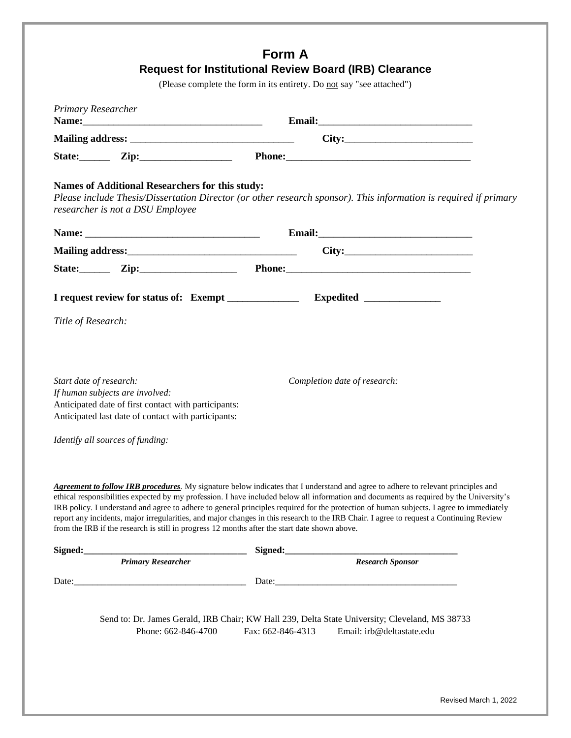# Form A

## Request for Institutional Review Board (IRB) Clearance

(Please complete the form in its entirety. Do not say "see attached")

*Primary Researcher*

**Name:**___________________________________ **Email:**______________________________

**Mailing address:** ________________________________ **City:**_________________________

**State:**______ **Zip:**__________________ **Phone:**____________________________________

**Names of Additional Researchers for this study:**

*Please include Thesis/Dissertation Director (or other research sponsor). This information is required if primary researcher is not a DSU Employee*

**Name:** __________________________________ **Email:**______________________________

**Mailing address:**________________________________ **City:**_________________________

**State:**______ **Zip:**___________________ **Phone:**____________________________________

**I request review for status of: Exempt _____________ Expedited ______________**

*Title of Research:*

*Start date of research:* *Completion date of research:*

*If human subjects are involved:*

Anticipated date of first contact with participants:

Anticipated last date of contact with participants:

*Identify all sources of funding:*

***Agreement to follow IRB procedures****.* My signature below indicates that I understand and agree to adhere to relevant principles and ethical responsibilities expected by my profession. I have included below all information and documents as required by the University's IRB policy. I understand and agree to adhere to general principles required for the protection of human subjects. I agree to immediately report any incidents, major irregularities, and major changes in this research to the IRB Chair. I agree to request a Continuing Review from the IRB if the research is still in progress 12 months after the start date shown above.

**Signed:**__________________________________ **Signed:**____________________________________

***Primary Researcher*** ***Research Sponsor***

Date:____________________________________ Date:_______________________________________

Send to: Dr. James Gerald, IRB Chair; KW Hall 239, Delta State University; Cleveland, MS 38733

Phone: 662-846-4700 Fax: 662-846-4313 Email: irb@deltastate.edu

Revised March 1, 2022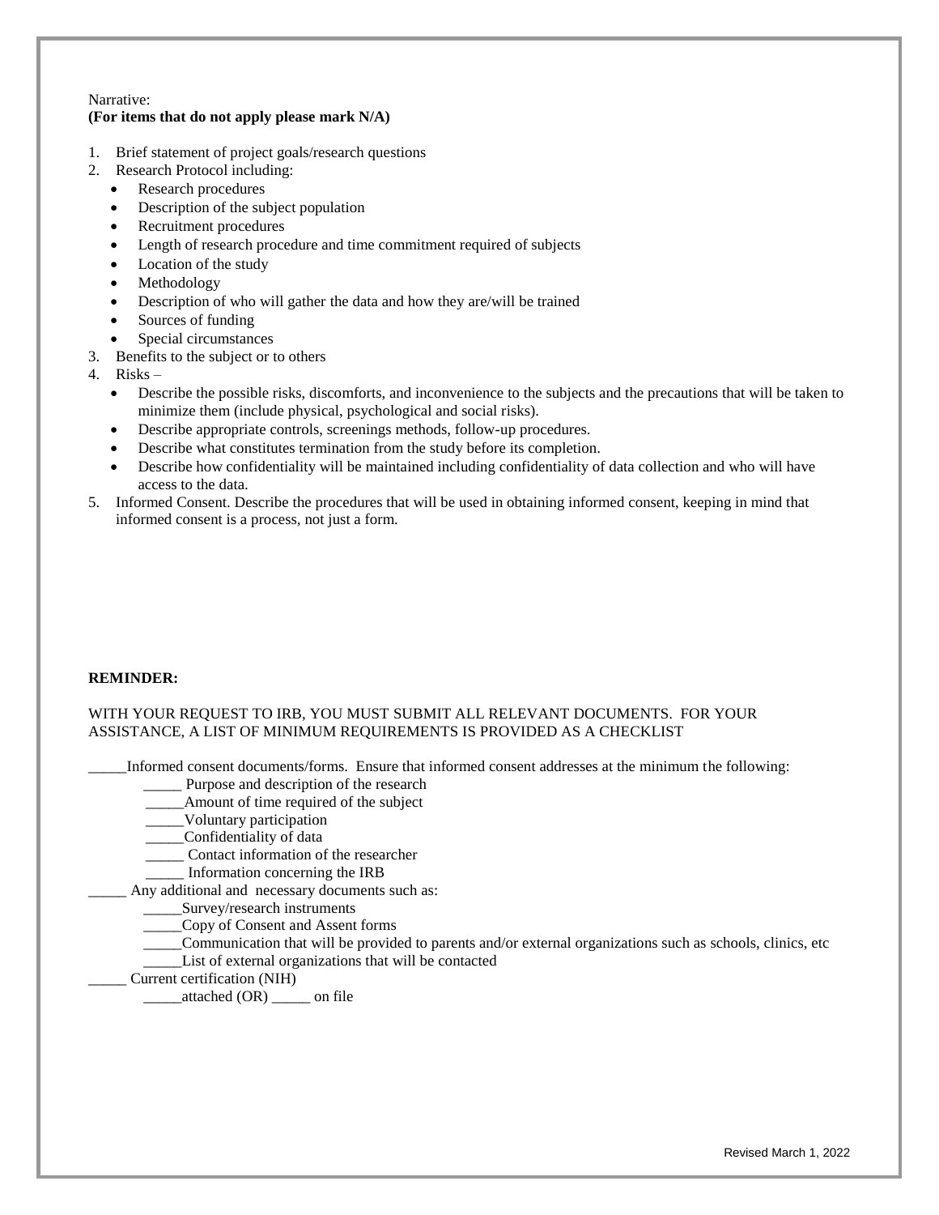Narrative:
**(For items that do not apply please mark N/A)**

1. Brief statement of project goals/research questions
2. Research Protocol including:
    - Research procedures
    - Description of the subject population
    - Recruitment procedures
    - Length of research procedure and time commitment required of subjects
    - Location of the study
    - Methodology
    - Description of who will gather the data and how they are/will be trained
    - Sources of funding
    - Special circumstances
3. Benefits to the subject or to others
4. Risks –
    - Describe the possible risks, discomforts, and inconvenience to the subjects and the precautions that will be taken to minimize them (include physical, psychological and social risks).
    - Describe appropriate controls, screenings methods, follow-up procedures.
    - Describe what constitutes termination from the study before its completion.
    - Describe how confidentiality will be maintained including confidentiality of data collection and who will have access to the data.
5. Informed Consent. Describe the procedures that will be used in obtaining informed consent, keeping in mind that informed consent is a process, not just a form.

**REMINDER:**

WITH YOUR REQUEST TO IRB, YOU MUST SUBMIT ALL RELEVANT DOCUMENTS. FOR YOUR ASSISTANCE, A LIST OF MINIMUM REQUIREMENTS IS PROVIDED AS A CHECKLIST

_____Informed consent documents/forms. Ensure that informed consent addresses at the minimum the following:

- _____ Purpose and description of the research
- _____Amount of time required of the subject
- _____Voluntary participation
- _____Confidentiality of data
- _____ Contact information of the researcher
- _____ Information concerning the IRB

_____ Any additional and necessary documents such as:

- _____Survey/research instruments
- _____Copy of Consent and Assent forms
- _____Communication that will be provided to parents and/or external organizations such as schools, clinics, etc
- _____List of external organizations that will be contacted

_____ Current certification (NIH)

- _____attached (OR) _____ on file

Revised March 1, 2022